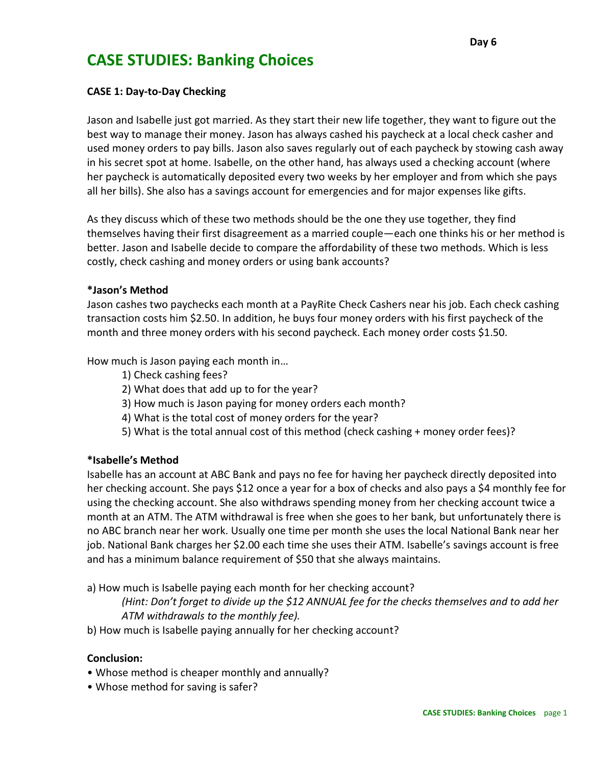Day 6

# CASE STUDIES: Banking Choices

**CASE 1: Day-to-Day Checking**

Jason and Isabelle just got married. As they start their new life together, they want to figure out the best way to manage their money. Jason has always cashed his paycheck at a local check casher and used money orders to pay bills. Jason also saves regularly out of each paycheck by stowing cash away in his secret spot at home. Isabelle, on the other hand, has always used a checking account (where her paycheck is automatically deposited every two weeks by her employer and from which she pays all her bills). She also has a savings account for emergencies and for major expenses like gifts.

As they discuss which of these two methods should be the one they use together, they find themselves having their first disagreement as a married couple—each one thinks his or her method is better. Jason and Isabelle decide to compare the affordability of these two methods. Which is less costly, check cashing and money orders or using bank accounts?

**\*Jason's Method**

Jason cashes two paychecks each month at a PayRite Check Cashers near his job. Each check cashing transaction costs him $2.50. In addition, he buys four money orders with his first paycheck of the month and three money orders with his second paycheck. Each money order costs $1.50.

How much is Jason paying each month in…

1) Check cashing fees?
2) What does that add up to for the year?
3) How much is Jason paying for money orders each month?
4) What is the total cost of money orders for the year?
5) What is the total annual cost of this method (check cashing + money order fees)?

**\*Isabelle's Method**

Isabelle has an account at ABC Bank and pays no fee for having her paycheck directly deposited into her checking account. She pays $12 once a year for a box of checks and also pays a $4 monthly fee for using the checking account. She also withdraws spending money from her checking account twice a month at an ATM. The ATM withdrawal is free when she goes to her bank, but unfortunately there is no ABC branch near her work. Usually one time per month she uses the local National Bank near her job. National Bank charges her $2.00 each time she uses their ATM. Isabelle's savings account is free and has a minimum balance requirement of $50 that she always maintains.

a) How much is Isabelle paying each month for her checking account?
*(Hint: Don't forget to divide up the $12 ANNUAL fee for the checks themselves and to add her ATM withdrawals to the monthly fee).*

b) How much is Isabelle paying annually for her checking account?

**Conclusion:**

- Whose method is cheaper monthly and annually?
- Whose method for saving is safer?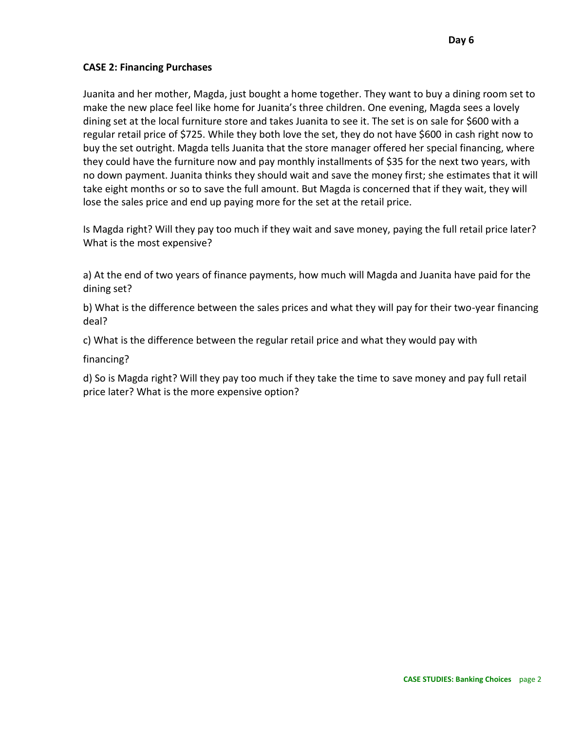**Day 6**

**CASE 2: Financing Purchases**

Juanita and her mother, Magda, just bought a home together. They want to buy a dining room set to make the new place feel like home for Juanita's three children. One evening, Magda sees a lovely dining set at the local furniture store and takes Juanita to see it. The set is on sale for $600 with a regular retail price of $725. While they both love the set, they do not have $600 in cash right now to buy the set outright. Magda tells Juanita that the store manager offered her special financing, where they could have the furniture now and pay monthly installments of $35 for the next two years, with no down payment. Juanita thinks they should wait and save the money first; she estimates that it will take eight months or so to save the full amount. But Magda is concerned that if they wait, they will lose the sales price and end up paying more for the set at the retail price.

Is Magda right? Will they pay too much if they wait and save money, paying the full retail price later? What is the most expensive?

a) At the end of two years of finance payments, how much will Magda and Juanita have paid for the dining set?

b) What is the difference between the sales prices and what they will pay for their two-year financing deal?

c) What is the difference between the regular retail price and what they would pay with financing?

d) So is Magda right? Will they pay too much if they take the time to save money and pay full retail price later? What is the more expensive option?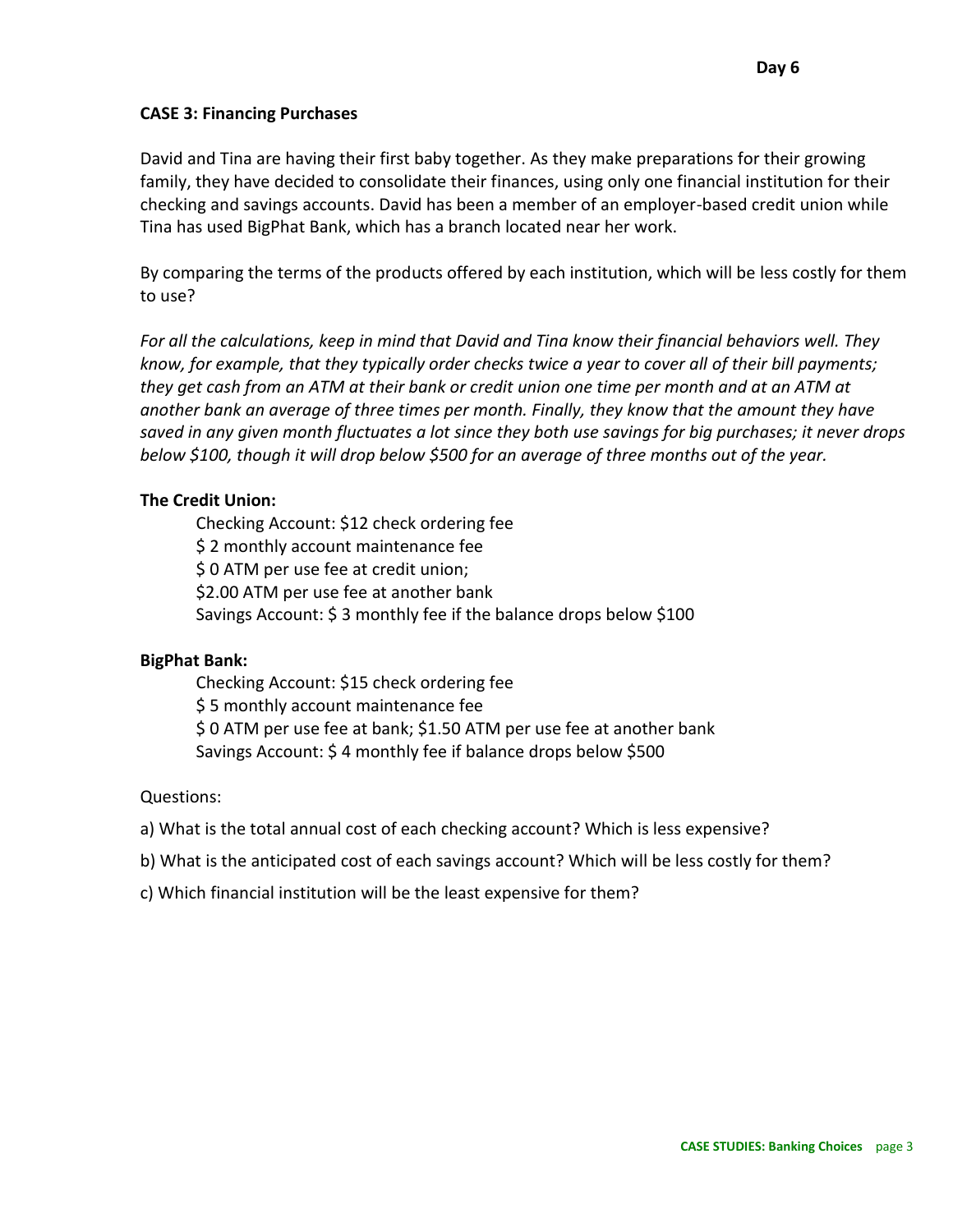Day 6

**CASE 3: Financing Purchases**

David and Tina are having their first baby together. As they make preparations for their growing family, they have decided to consolidate their finances, using only one financial institution for their checking and savings accounts. David has been a member of an employer-based credit union while Tina has used BigPhat Bank, which has a branch located near her work.

By comparing the terms of the products offered by each institution, which will be less costly for them to use?

*For all the calculations, keep in mind that David and Tina know their financial behaviors well. They know, for example, that they typically order checks twice a year to cover all of their bill payments; they get cash from an ATM at their bank or credit union one time per month and at an ATM at another bank an average of three times per month. Finally, they know that the amount they have saved in any given month fluctuates a lot since they both use savings for big purchases; it never drops below $100, though it will drop below $500 for an average of three months out of the year.*

**The Credit Union:**

Checking Account: $12 check ordering fee
$ 2 monthly account maintenance fee
$ 0 ATM per use fee at credit union;
$2.00 ATM per use fee at another bank
Savings Account: $ 3 monthly fee if the balance drops below $100

**BigPhat Bank:**

Checking Account: $15 check ordering fee
$ 5 monthly account maintenance fee
$ 0 ATM per use fee at bank; $1.50 ATM per use fee at another bank
Savings Account: $ 4 monthly fee if balance drops below $500

Questions:

a) What is the total annual cost of each checking account? Which is less expensive?

b) What is the anticipated cost of each savings account? Which will be less costly for them?

c) Which financial institution will be the least expensive for them?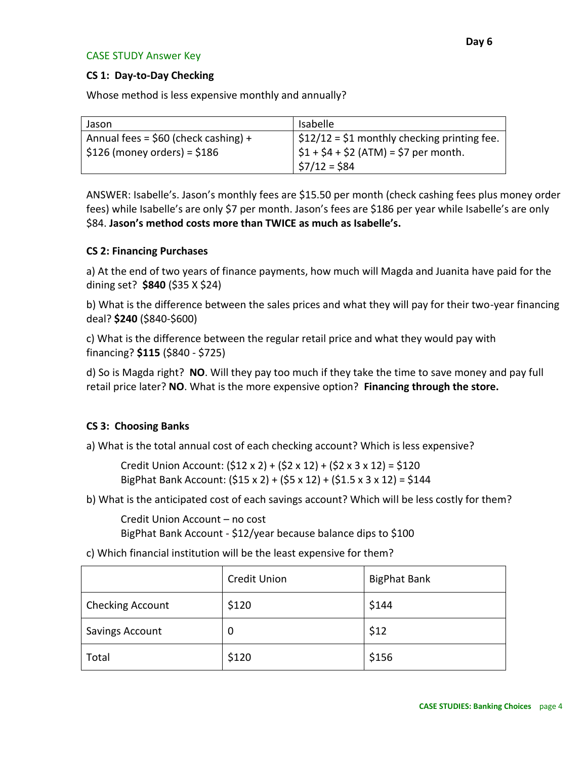Day 6

CASE STUDY Answer Key

**CS 1: Day-to-Day Checking**

Whose method is less expensive monthly and annually?

| Jason | Isabelle |
|---|---|
| Annual fees = $60 (check cashing) + $126 (money orders) = $186 | $12/12 = $1 monthly checking printing fee. $1 + $4 + $2 (ATM) = $7 per month. $7/12 = $84 |

ANSWER: Isabelle's. Jason's monthly fees are $15.50 per month (check cashing fees plus money order fees) while Isabelle's are only $7 per month. Jason's fees are $186 per year while Isabelle's are only $84. **Jason's method costs more than TWICE as much as Isabelle's.**

**CS 2: Financing Purchases**

a) At the end of two years of finance payments, how much will Magda and Juanita have paid for the dining set? **$840** ($35 X $24)

b) What is the difference between the sales prices and what they will pay for their two-year financing deal? **$240** ($840-$600)

c) What is the difference between the regular retail price and what they would pay with financing? **$115** ($840 - $725)

d) So is Magda right? **NO**. Will they pay too much if they take the time to save money and pay full retail price later? **NO**. What is the more expensive option? **Financing through the store.**

**CS 3: Choosing Banks**

a) What is the total annual cost of each checking account? Which is less expensive?

Credit Union Account: ($12 x 2) + ($2 x 12) + ($2 x 3 x 12) = $120
BigPhat Bank Account: ($15 x 2) + ($5 x 12) + ($1.5 x 3 x 12) = $144

b) What is the anticipated cost of each savings account? Which will be less costly for them?

Credit Union Account – no cost
BigPhat Bank Account - $12/year because balance dips to $100

c) Which financial institution will be the least expensive for them?

| | Credit Union | BigPhat Bank |
|---|---|---|
| Checking Account | $120 | $144 |
| Savings Account | 0 | $12 |
| Total | $120 | $156 |